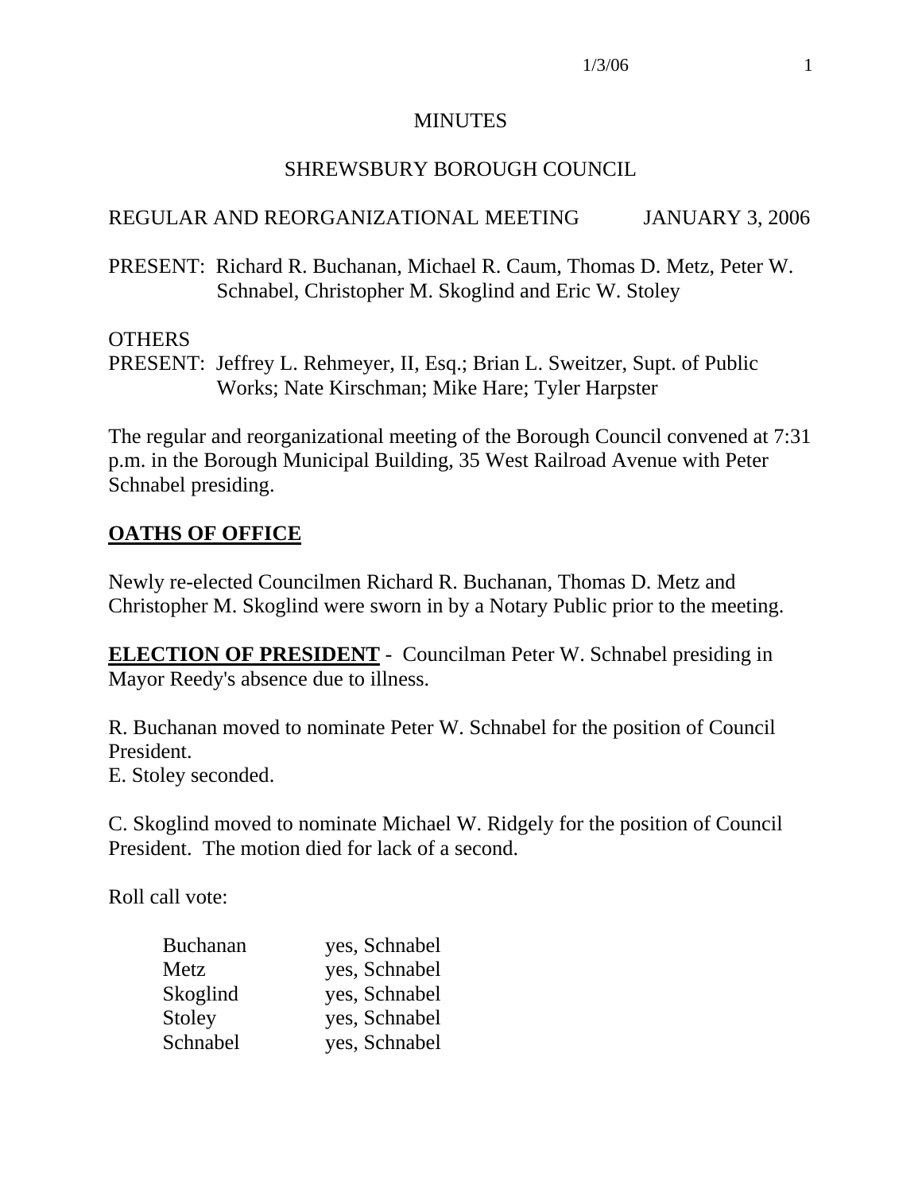MINUTES

SHREWSBURY BOROUGH COUNCIL

REGULAR AND REORGANIZATIONAL MEETING JANUARY 3, 2006

PRESENT: Richard R. Buchanan, Michael R. Caum, Thomas D. Metz, Peter W. Schnabel, Christopher M. Skoglind and Eric W. Stoley

OTHERS
PRESENT: Jeffrey L. Rehmeyer, II, Esq.; Brian L. Sweitzer, Supt. of Public Works; Nate Kirschman; Mike Hare; Tyler Harpster

The regular and reorganizational meeting of the Borough Council convened at 7:31 p.m. in the Borough Municipal Building, 35 West Railroad Avenue with Peter Schnabel presiding.

## OATHS OF OFFICE

Newly re-elected Councilmen Richard R. Buchanan, Thomas D. Metz and Christopher M. Skoglind were sworn in by a Notary Public prior to the meeting.

**ELECTION OF PRESIDENT** - Councilman Peter W. Schnabel presiding in Mayor Reedy's absence due to illness.

R. Buchanan moved to nominate Peter W. Schnabel for the position of Council President.
E. Stoley seconded.

C. Skoglind moved to nominate Michael W. Ridgely for the position of Council President. The motion died for lack of a second.

Roll call vote:

| | |
|---|---|
| Buchanan | yes, Schnabel |
| Metz | yes, Schnabel |
| Skoglind | yes, Schnabel |
| Stoley | yes, Schnabel |
| Schnabel | yes, Schnabel |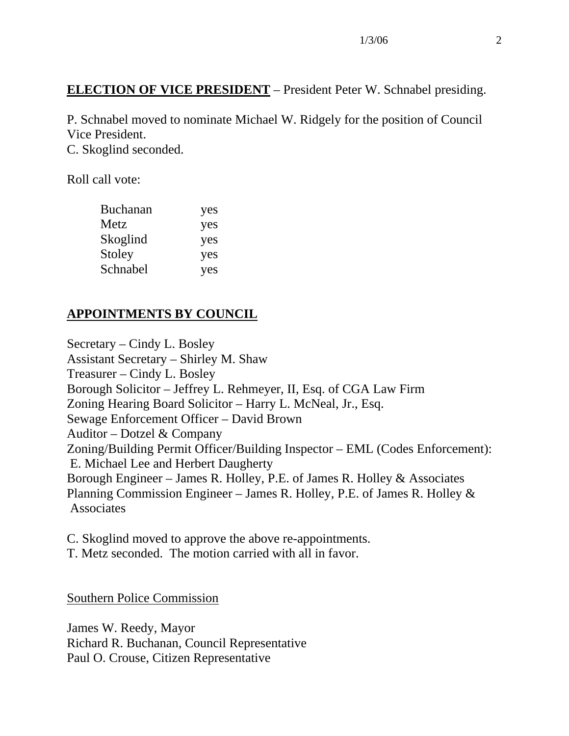**ELECTION OF VICE PRESIDENT** – President Peter W. Schnabel presiding.

P. Schnabel moved to nominate Michael W. Ridgely for the position of Council Vice President.
C. Skoglind seconded.

Roll call vote:

| | |
|---|---|
| Buchanan | yes |
| Metz | yes |
| Skoglind | yes |
| Stoley | yes |
| Schnabel | yes |

**APPOINTMENTS BY COUNCIL**

Secretary – Cindy L. Bosley
Assistant Secretary – Shirley M. Shaw
Treasurer – Cindy L. Bosley
Borough Solicitor – Jeffrey L. Rehmeyer, II, Esq. of CGA Law Firm
Zoning Hearing Board Solicitor – Harry L. McNeal, Jr., Esq.
Sewage Enforcement Officer – David Brown
Auditor – Dotzel & Company
Zoning/Building Permit Officer/Building Inspector – EML (Codes Enforcement): E. Michael Lee and Herbert Daugherty
Borough Engineer – James R. Holley, P.E. of James R. Holley & Associates
Planning Commission Engineer – James R. Holley, P.E. of James R. Holley & Associates

C. Skoglind moved to approve the above re-appointments.
T. Metz seconded. The motion carried with all in favor.

Southern Police Commission

James W. Reedy, Mayor
Richard R. Buchanan, Council Representative
Paul O. Crouse, Citizen Representative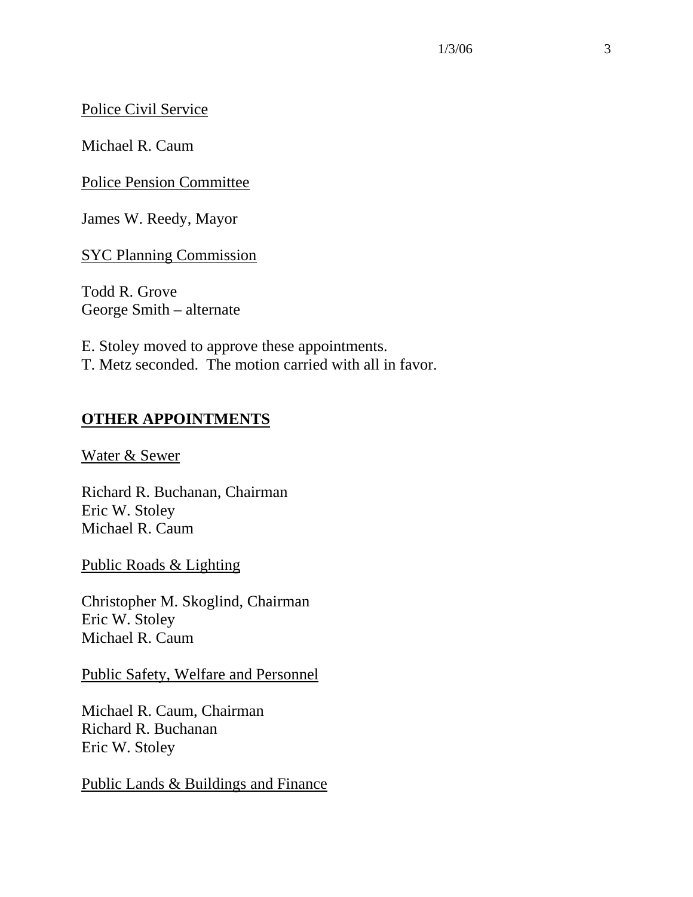Police Civil Service

Michael R. Caum

Police Pension Committee

James W. Reedy, Mayor

SYC Planning Commission

Todd R. Grove
George Smith – alternate

E. Stoley moved to approve these appointments.
T. Metz seconded. The motion carried with all in favor.

## OTHER APPOINTMENTS

Water & Sewer

Richard R. Buchanan, Chairman
Eric W. Stoley
Michael R. Caum

Public Roads & Lighting

Christopher M. Skoglind, Chairman
Eric W. Stoley
Michael R. Caum

Public Safety, Welfare and Personnel

Michael R. Caum, Chairman
Richard R. Buchanan
Eric W. Stoley

Public Lands & Buildings and Finance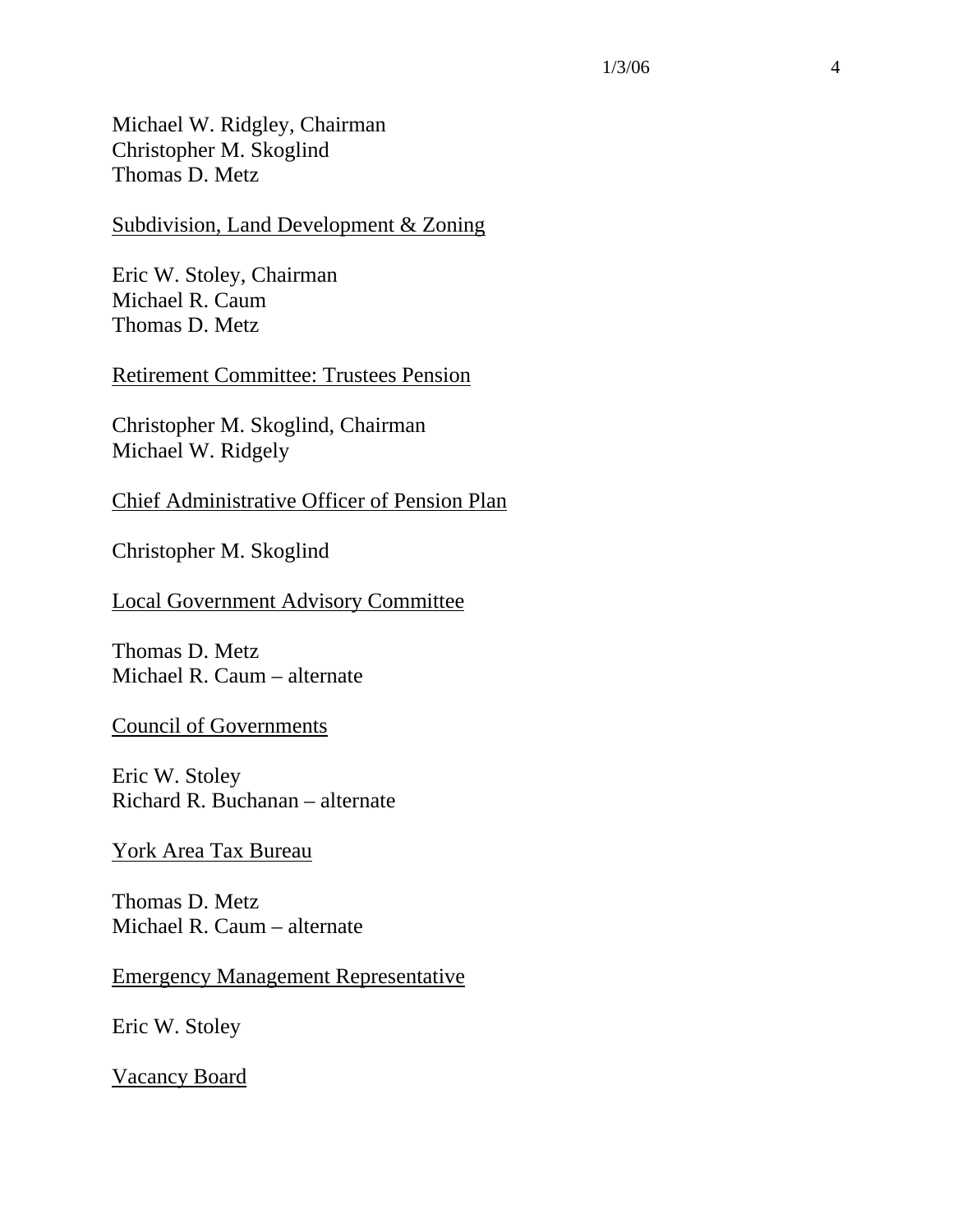Michael W. Ridgley, Chairman
Christopher M. Skoglind
Thomas D. Metz

<u>Subdivision, Land Development & Zoning</u>

Eric W. Stoley, Chairman
Michael R. Caum
Thomas D. Metz

<u>Retirement Committee: Trustees Pension</u>

Christopher M. Skoglind, Chairman
Michael W. Ridgely

<u>Chief Administrative Officer of Pension Plan</u>

Christopher M. Skoglind

<u>Local Government Advisory Committee</u>

Thomas D. Metz
Michael R. Caum – alternate

<u>Council of Governments</u>

Eric W. Stoley
Richard R. Buchanan – alternate

<u>York Area Tax Bureau</u>

Thomas D. Metz
Michael R. Caum – alternate

<u>Emergency Management Representative</u>

Eric W. Stoley

<u>Vacancy Board</u>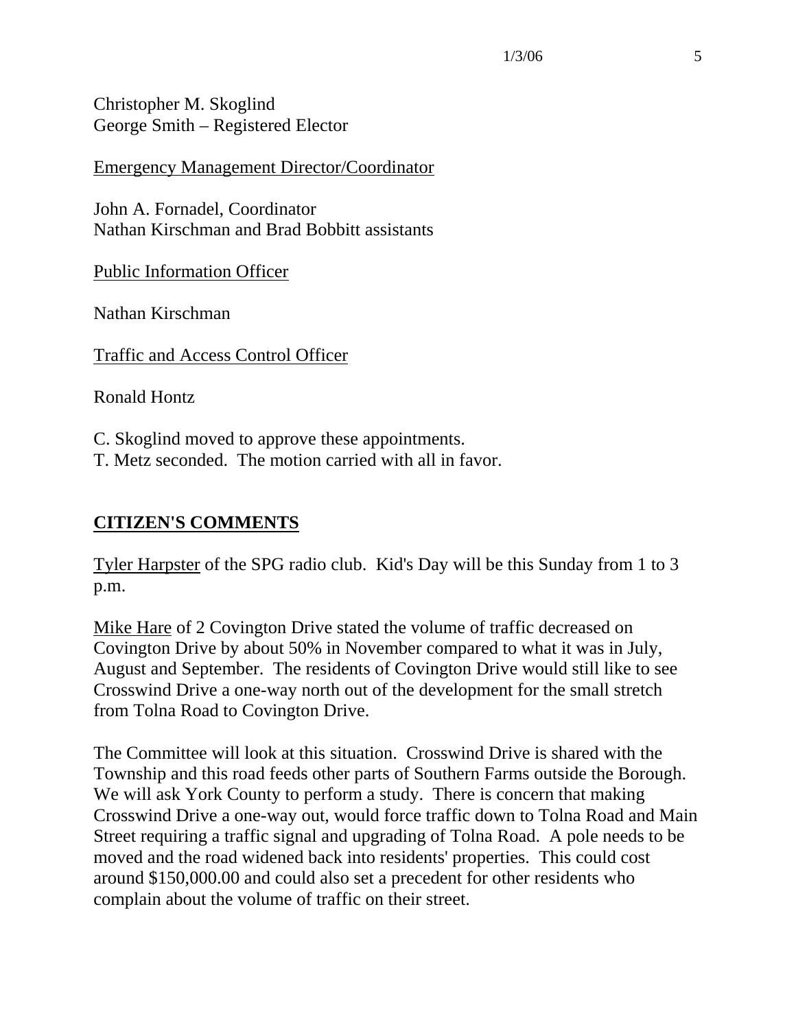Christopher M. Skoglind
George Smith – Registered Elector

Emergency Management Director/Coordinator

John A. Fornadel, Coordinator
Nathan Kirschman and Brad Bobbitt assistants

Public Information Officer

Nathan Kirschman

Traffic and Access Control Officer

Ronald Hontz

C. Skoglind moved to approve these appointments.
T. Metz seconded. The motion carried with all in favor.

## CITIZEN'S COMMENTS

Tyler Harpster of the SPG radio club. Kid's Day will be this Sunday from 1 to 3 p.m.

Mike Hare of 2 Covington Drive stated the volume of traffic decreased on Covington Drive by about 50% in November compared to what it was in July, August and September. The residents of Covington Drive would still like to see Crosswind Drive a one-way north out of the development for the small stretch from Tolna Road to Covington Drive.

The Committee will look at this situation. Crosswind Drive is shared with the Township and this road feeds other parts of Southern Farms outside the Borough. We will ask York County to perform a study. There is concern that making Crosswind Drive a one-way out, would force traffic down to Tolna Road and Main Street requiring a traffic signal and upgrading of Tolna Road. A pole needs to be moved and the road widened back into residents' properties. This could cost around $150,000.00 and could also set a precedent for other residents who complain about the volume of traffic on their street.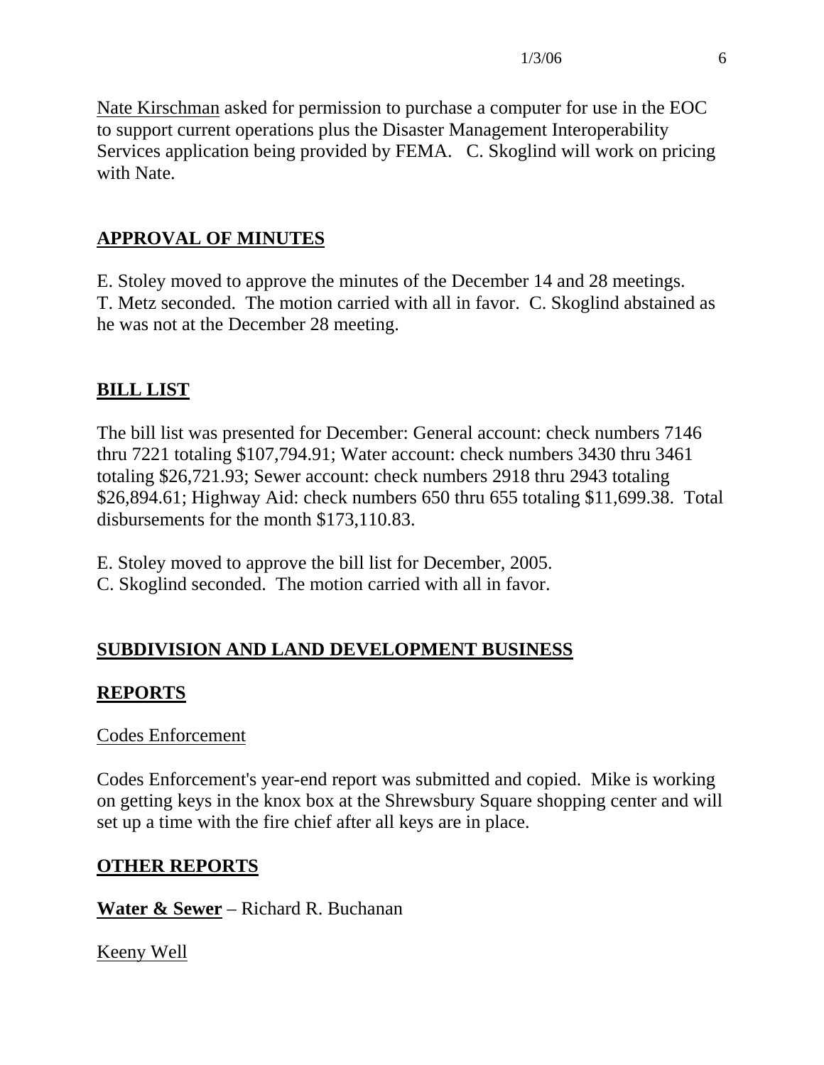Nate Kirschman asked for permission to purchase a computer for use in the EOC to support current operations plus the Disaster Management Interoperability Services application being provided by FEMA. C. Skoglind will work on pricing with Nate.

## APPROVAL OF MINUTES

E. Stoley moved to approve the minutes of the December 14 and 28 meetings. T. Metz seconded. The motion carried with all in favor. C. Skoglind abstained as he was not at the December 28 meeting.

## BILL LIST

The bill list was presented for December: General account: check numbers 7146 thru 7221 totaling $107,794.91; Water account: check numbers 3430 thru 3461 totaling $26,721.93; Sewer account: check numbers 2918 thru 2943 totaling $26,894.61; Highway Aid: check numbers 650 thru 655 totaling $11,699.38. Total disbursements for the month $173,110.83.

E. Stoley moved to approve the bill list for December, 2005.
C. Skoglind seconded. The motion carried with all in favor.

## SUBDIVISION AND LAND DEVELOPMENT BUSINESS

## REPORTS

Codes Enforcement

Codes Enforcement's year-end report was submitted and copied. Mike is working on getting keys in the knox box at the Shrewsbury Square shopping center and will set up a time with the fire chief after all keys are in place.

## OTHER REPORTS

**Water & Sewer** – Richard R. Buchanan

Keeny Well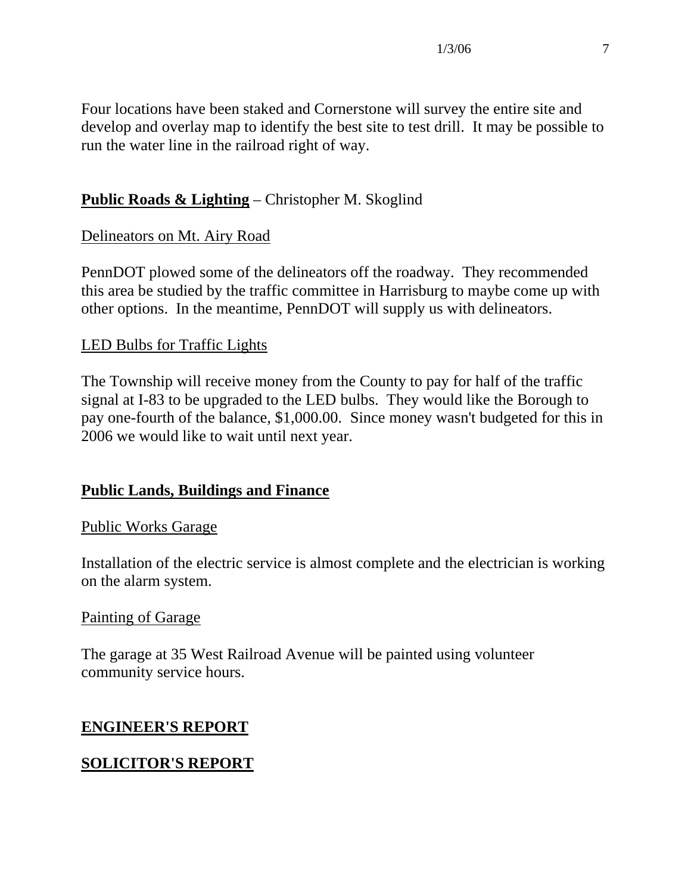Four locations have been staked and Cornerstone will survey the entire site and develop and overlay map to identify the best site to test drill. It may be possible to run the water line in the railroad right of way.

**Public Roads & Lighting** – Christopher M. Skoglind

Delineators on Mt. Airy Road

PennDOT plowed some of the delineators off the roadway. They recommended this area be studied by the traffic committee in Harrisburg to maybe come up with other options. In the meantime, PennDOT will supply us with delineators.

LED Bulbs for Traffic Lights

The Township will receive money from the County to pay for half of the traffic signal at I-83 to be upgraded to the LED bulbs. They would like the Borough to pay one-fourth of the balance, $1,000.00. Since money wasn't budgeted for this in 2006 we would like to wait until next year.

**Public Lands, Buildings and Finance**

Public Works Garage

Installation of the electric service is almost complete and the electrician is working on the alarm system.

Painting of Garage

The garage at 35 West Railroad Avenue will be painted using volunteer community service hours.

## ENGINEER'S REPORT

## SOLICITOR'S REPORT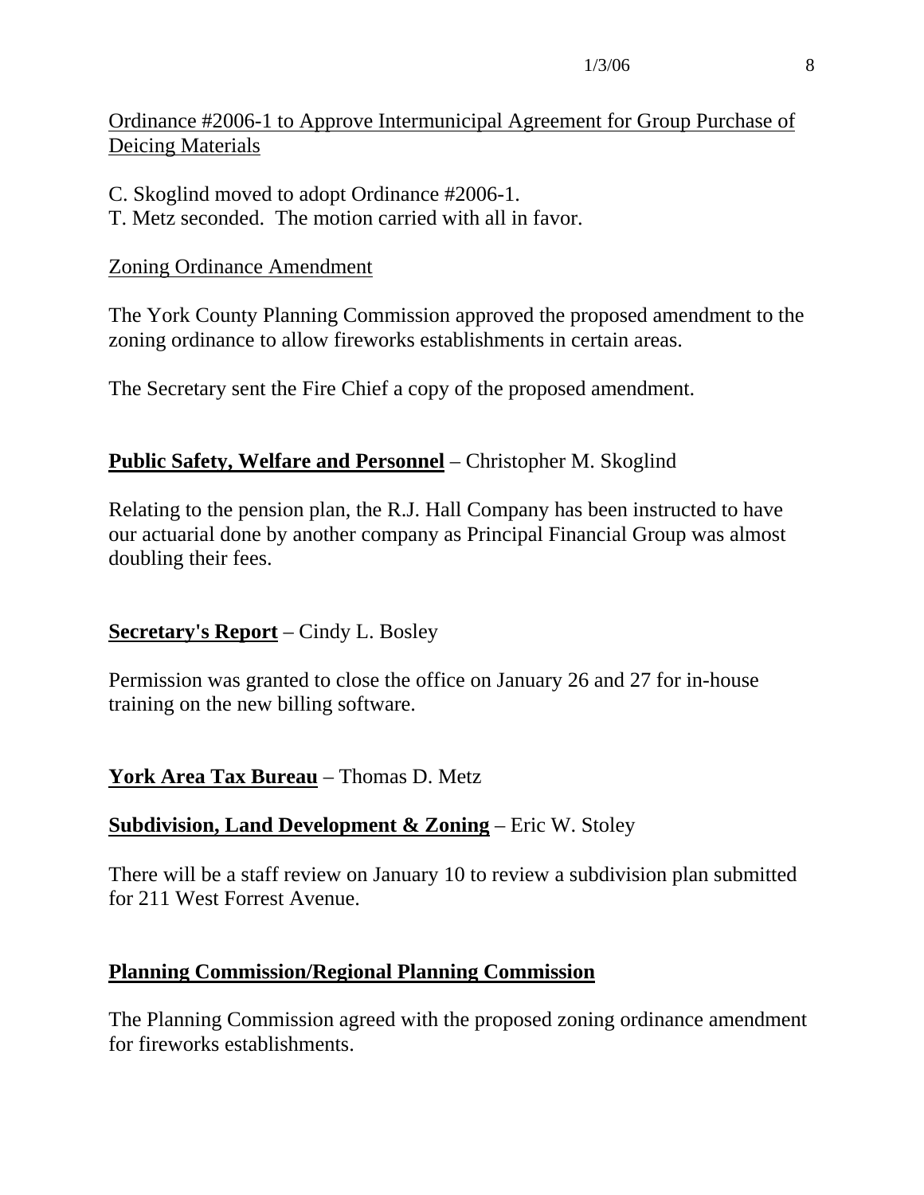Ordinance #2006-1 to Approve Intermunicipal Agreement for Group Purchase of Deicing Materials

C. Skoglind moved to adopt Ordinance #2006-1.
T. Metz seconded. The motion carried with all in favor.

Zoning Ordinance Amendment

The York County Planning Commission approved the proposed amendment to the zoning ordinance to allow fireworks establishments in certain areas.

The Secretary sent the Fire Chief a copy of the proposed amendment.

**Public Safety, Welfare and Personnel** – Christopher M. Skoglind

Relating to the pension plan, the R.J. Hall Company has been instructed to have our actuarial done by another company as Principal Financial Group was almost doubling their fees.

**Secretary's Report** – Cindy L. Bosley

Permission was granted to close the office on January 26 and 27 for in-house training on the new billing software.

**York Area Tax Bureau** – Thomas D. Metz

**Subdivision, Land Development & Zoning** – Eric W. Stoley

There will be a staff review on January 10 to review a subdivision plan submitted for 211 West Forrest Avenue.

**Planning Commission/Regional Planning Commission**

The Planning Commission agreed with the proposed zoning ordinance amendment for fireworks establishments.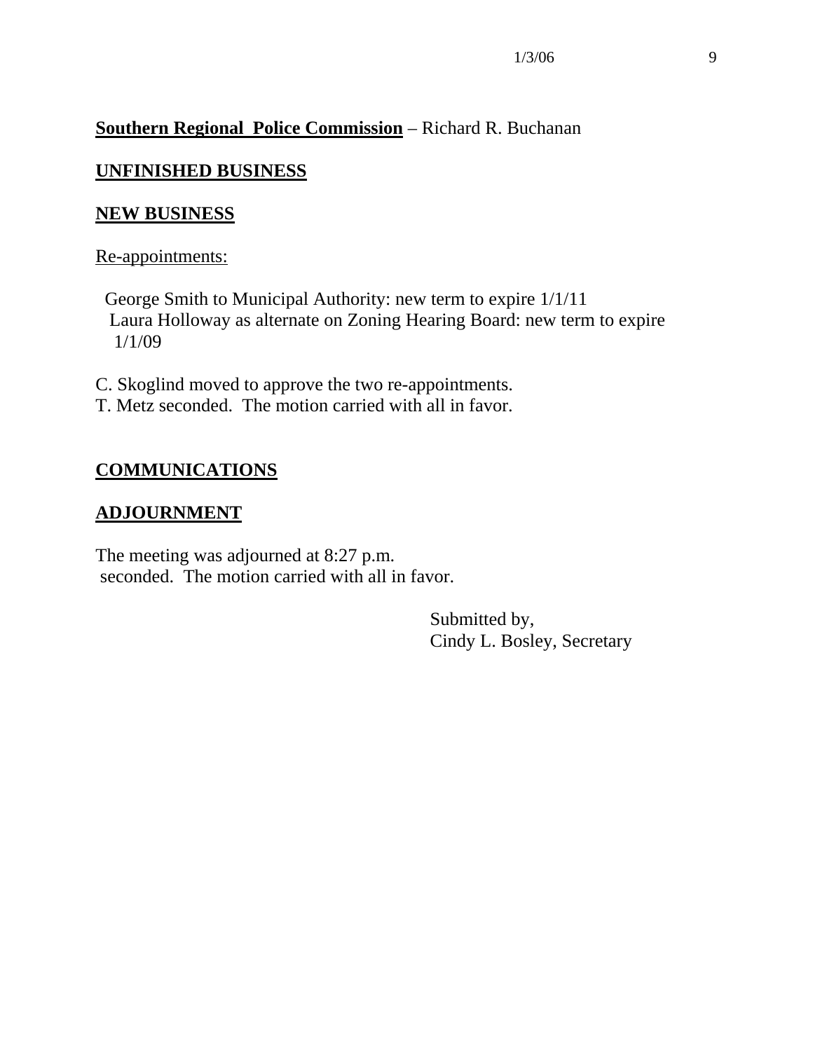**Southern Regional Police Commission** – Richard R. Buchanan

## UNFINISHED BUSINESS

## NEW BUSINESS

Re-appointments:

George Smith to Municipal Authority: new term to expire 1/1/11
Laura Holloway as alternate on Zoning Hearing Board: new term to expire 1/1/09

C. Skoglind moved to approve the two re-appointments.
T. Metz seconded. The motion carried with all in favor.

## COMMUNICATIONS

## ADJOURNMENT

The meeting was adjourned at 8:27 p.m.
seconded. The motion carried with all in favor.

Submitted by,
Cindy L. Bosley, Secretary